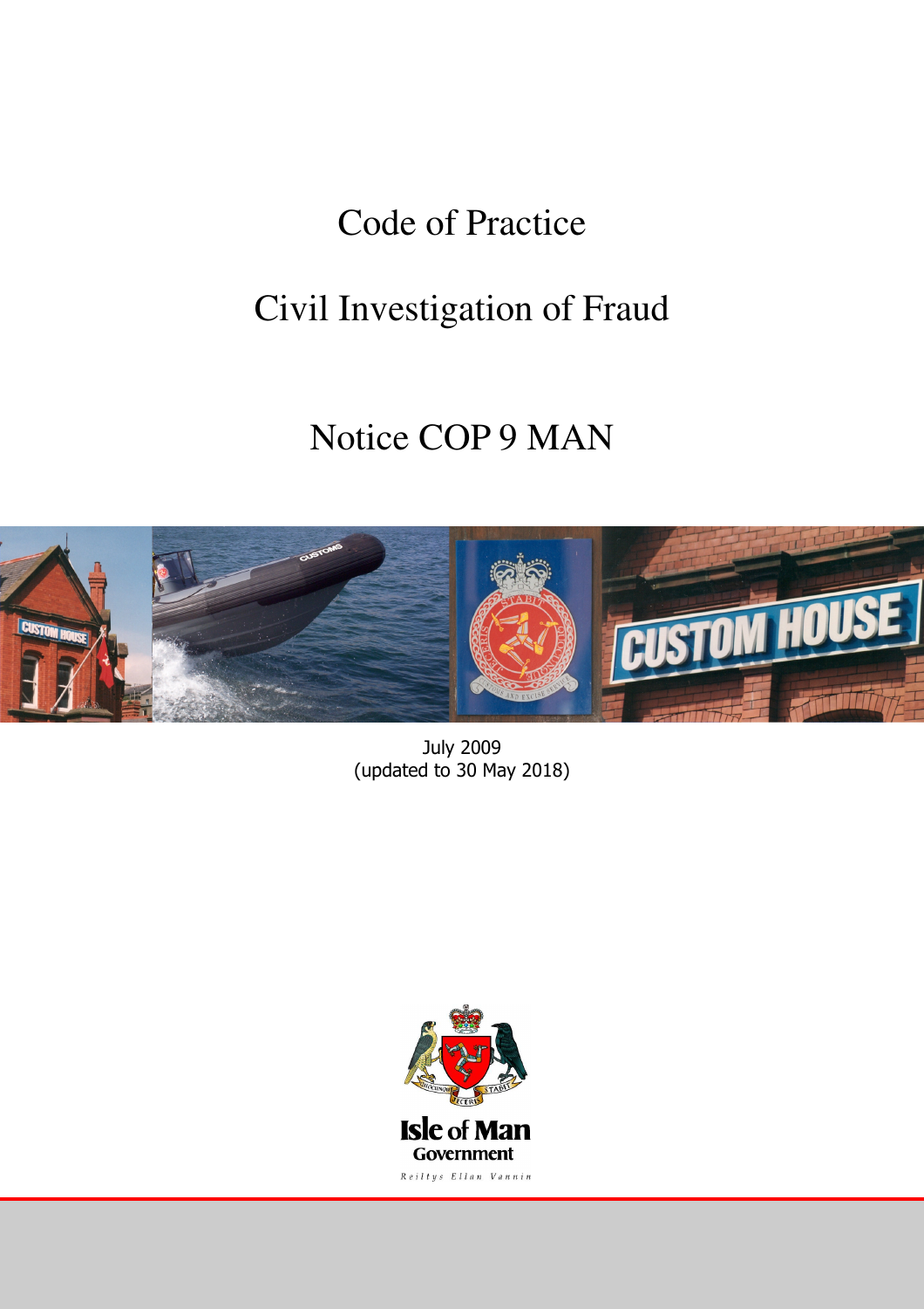# Code of Practice

# Civil Investigation of Fraud

# Notice COP 9 MAN

July 2009
(updated to 30 May 2018)

Isle of Man
Government

Reiltys Ellan Vannin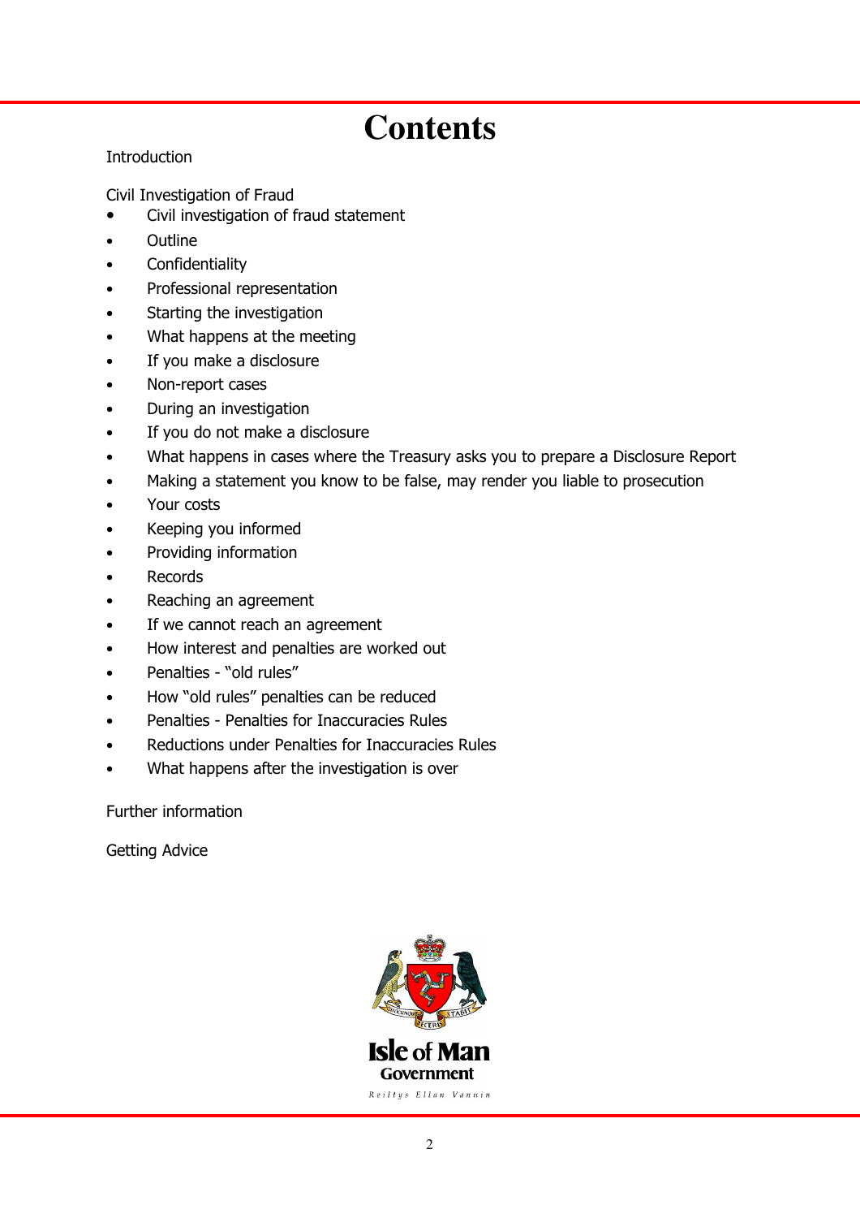# Contents

Introduction

Civil Investigation of Fraud

- Civil investigation of fraud statement
- Outline
- Confidentiality
- Professional representation
- Starting the investigation
- What happens at the meeting
- If you make a disclosure
- Non-report cases
- During an investigation
- If you do not make a disclosure
- What happens in cases where the Treasury asks you to prepare a Disclosure Report
- Making a statement you know to be false, may render you liable to prosecution
- Your costs
- Keeping you informed
- Providing information
- Records
- Reaching an agreement
- If we cannot reach an agreement
- How interest and penalties are worked out
- Penalties - "old rules"
- How "old rules" penalties can be reduced
- Penalties - Penalties for Inaccuracies Rules
- Reductions under Penalties for Inaccuracies Rules
- What happens after the investigation is over

Further information

Getting Advice

Isle of Man Government

Reiltys Ellan Vannin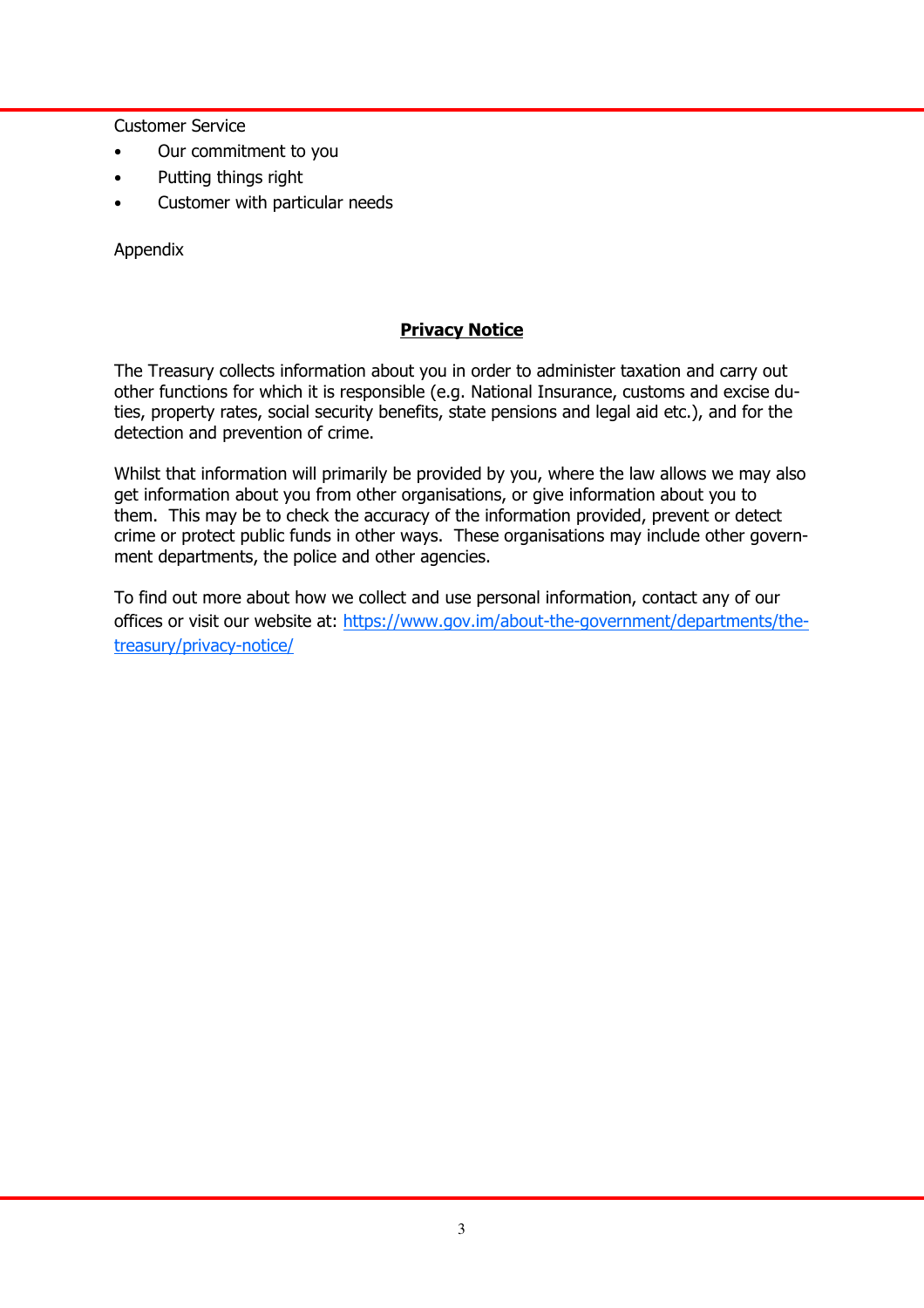Customer Service

- Our commitment to you
- Putting things right
- Customer with particular needs

Appendix

## **Privacy Notice**

The Treasury collects information about you in order to administer taxation and carry out other functions for which it is responsible (e.g. National Insurance, customs and excise duties, property rates, social security benefits, state pensions and legal aid etc.), and for the detection and prevention of crime.

Whilst that information will primarily be provided by you, where the law allows we may also get information about you from other organisations, or give information about you to them. This may be to check the accuracy of the information provided, prevent or detect crime or protect public funds in other ways. These organisations may include other government departments, the police and other agencies.

To find out more about how we collect and use personal information, contact any of our offices or visit our website at: [https://www.gov.im/about-the-government/departments/the-treasury/privacy-notice/](https://www.gov.im/about-the-government/departments/the-treasury/privacy-notice/)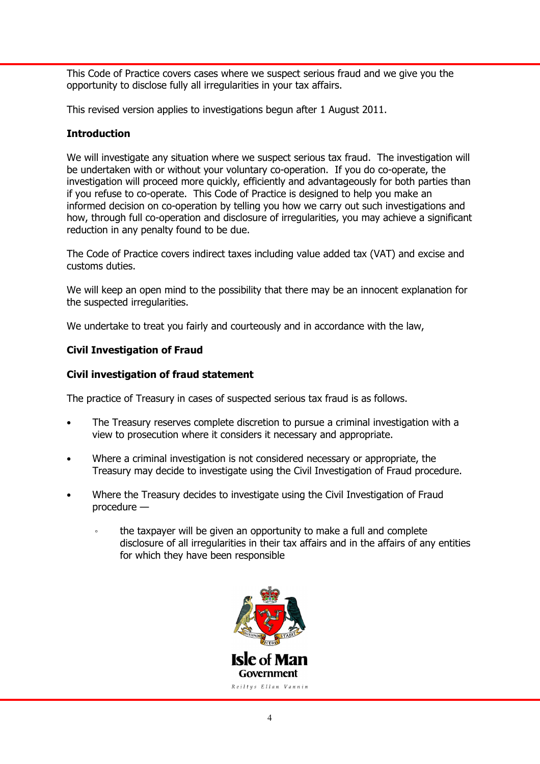This Code of Practice covers cases where we suspect serious fraud and we give you the opportunity to disclose fully all irregularities in your tax affairs.

This revised version applies to investigations begun after 1 August 2011.

## Introduction

We will investigate any situation where we suspect serious tax fraud. The investigation will be undertaken with or without your voluntary co-operation. If you do co-operate, the investigation will proceed more quickly, efficiently and advantageously for both parties than if you refuse to co-operate. This Code of Practice is designed to help you make an informed decision on co-operation by telling you how we carry out such investigations and how, through full co-operation and disclosure of irregularities, you may achieve a significant reduction in any penalty found to be due.

The Code of Practice covers indirect taxes including value added tax (VAT) and excise and customs duties.

We will keep an open mind to the possibility that there may be an innocent explanation for the suspected irregularities.

We undertake to treat you fairly and courteously and in accordance with the law,

## Civil Investigation of Fraud

### Civil investigation of fraud statement

The practice of Treasury in cases of suspected serious tax fraud is as follows.

- The Treasury reserves complete discretion to pursue a criminal investigation with a view to prosecution where it considers it necessary and appropriate.
- Where a criminal investigation is not considered necessary or appropriate, the Treasury may decide to investigate using the Civil Investigation of Fraud procedure.
- Where the Treasury decides to investigate using the Civil Investigation of Fraud procedure —
  - the taxpayer will be given an opportunity to make a full and complete disclosure of all irregularities in their tax affairs and in the affairs of any entities for which they have been responsible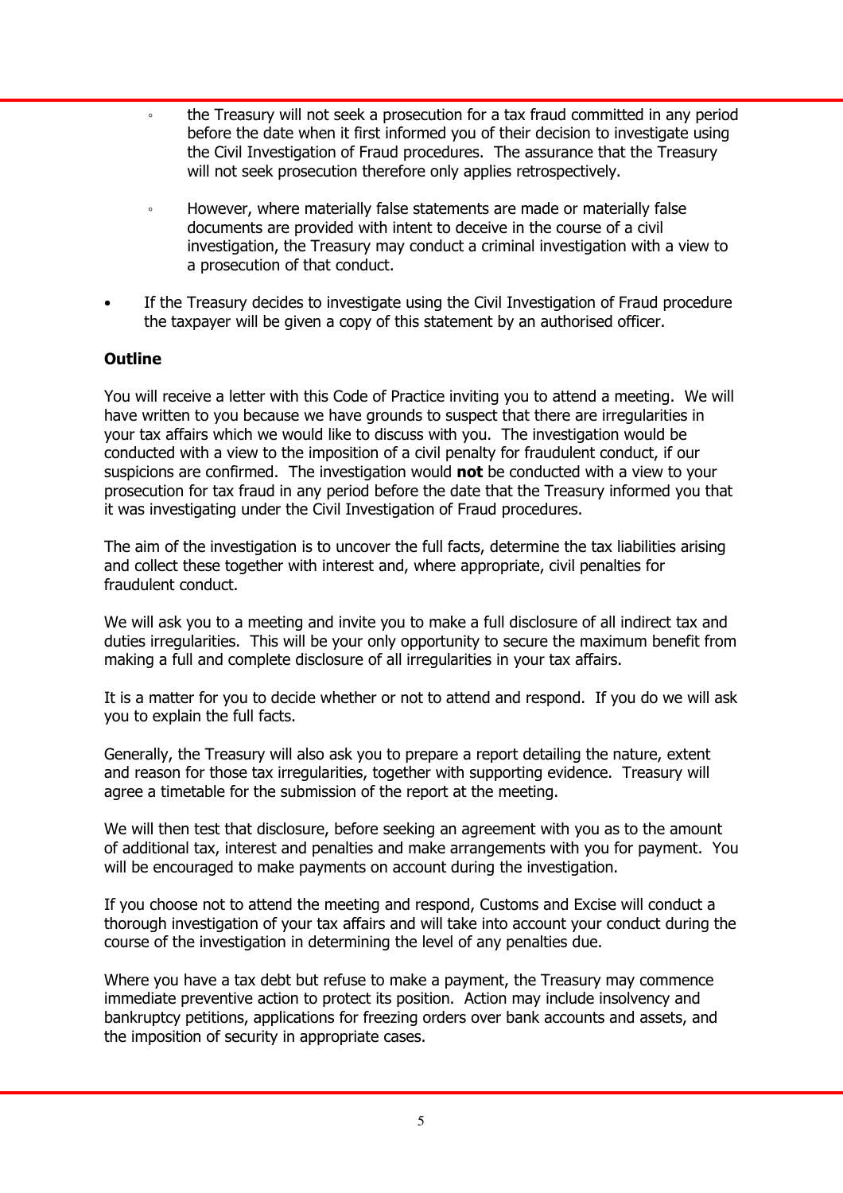- the Treasury will not seek a prosecution for a tax fraud committed in any period before the date when it first informed you of their decision to investigate using the Civil Investigation of Fraud procedures. The assurance that the Treasury will not seek prosecution therefore only applies retrospectively.

    - However, where materially false statements are made or materially false documents are provided with intent to deceive in the course of a civil investigation, the Treasury may conduct a criminal investigation with a view to a prosecution of that conduct.

- If the Treasury decides to investigate using the Civil Investigation of Fraud procedure the taxpayer will be given a copy of this statement by an authorised officer.

**Outline**

You will receive a letter with this Code of Practice inviting you to attend a meeting. We will have written to you because we have grounds to suspect that there are irregularities in your tax affairs which we would like to discuss with you. The investigation would be conducted with a view to the imposition of a civil penalty for fraudulent conduct, if our suspicions are confirmed. The investigation would **not** be conducted with a view to your prosecution for tax fraud in any period before the date that the Treasury informed you that it was investigating under the Civil Investigation of Fraud procedures.

The aim of the investigation is to uncover the full facts, determine the tax liabilities arising and collect these together with interest and, where appropriate, civil penalties for fraudulent conduct.

We will ask you to a meeting and invite you to make a full disclosure of all indirect tax and duties irregularities. This will be your only opportunity to secure the maximum benefit from making a full and complete disclosure of all irregularities in your tax affairs.

It is a matter for you to decide whether or not to attend and respond. If you do we will ask you to explain the full facts.

Generally, the Treasury will also ask you to prepare a report detailing the nature, extent and reason for those tax irregularities, together with supporting evidence. Treasury will agree a timetable for the submission of the report at the meeting.

We will then test that disclosure, before seeking an agreement with you as to the amount of additional tax, interest and penalties and make arrangements with you for payment. You will be encouraged to make payments on account during the investigation.

If you choose not to attend the meeting and respond, Customs and Excise will conduct a thorough investigation of your tax affairs and will take into account your conduct during the course of the investigation in determining the level of any penalties due.

Where you have a tax debt but refuse to make a payment, the Treasury may commence immediate preventive action to protect its position. Action may include insolvency and bankruptcy petitions, applications for freezing orders over bank accounts and assets, and the imposition of security in appropriate cases.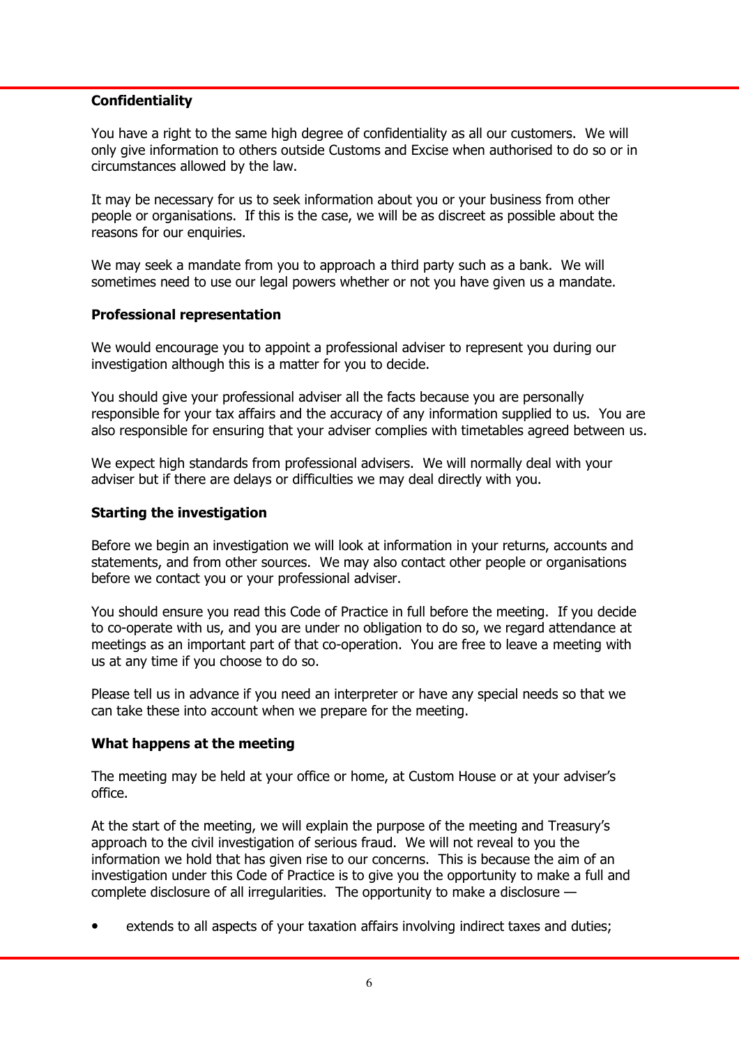**Confidentiality**

You have a right to the same high degree of confidentiality as all our customers. We will only give information to others outside Customs and Excise when authorised to do so or in circumstances allowed by the law.

It may be necessary for us to seek information about you or your business from other people or organisations. If this is the case, we will be as discreet as possible about the reasons for our enquiries.

We may seek a mandate from you to approach a third party such as a bank. We will sometimes need to use our legal powers whether or not you have given us a mandate.

**Professional representation**

We would encourage you to appoint a professional adviser to represent you during our investigation although this is a matter for you to decide.

You should give your professional adviser all the facts because you are personally responsible for your tax affairs and the accuracy of any information supplied to us. You are also responsible for ensuring that your adviser complies with timetables agreed between us.

We expect high standards from professional advisers. We will normally deal with your adviser but if there are delays or difficulties we may deal directly with you.

**Starting the investigation**

Before we begin an investigation we will look at information in your returns, accounts and statements, and from other sources. We may also contact other people or organisations before we contact you or your professional adviser.

You should ensure you read this Code of Practice in full before the meeting. If you decide to co-operate with us, and you are under no obligation to do so, we regard attendance at meetings as an important part of that co-operation. You are free to leave a meeting with us at any time if you choose to do so.

Please tell us in advance if you need an interpreter or have any special needs so that we can take these into account when we prepare for the meeting.

**What happens at the meeting**

The meeting may be held at your office or home, at Custom House or at your adviser's office.

At the start of the meeting, we will explain the purpose of the meeting and Treasury's approach to the civil investigation of serious fraud. We will not reveal to you the information we hold that has given rise to our concerns. This is because the aim of an investigation under this Code of Practice is to give you the opportunity to make a full and complete disclosure of all irregularities. The opportunity to make a disclosure —

- extends to all aspects of your taxation affairs involving indirect taxes and duties;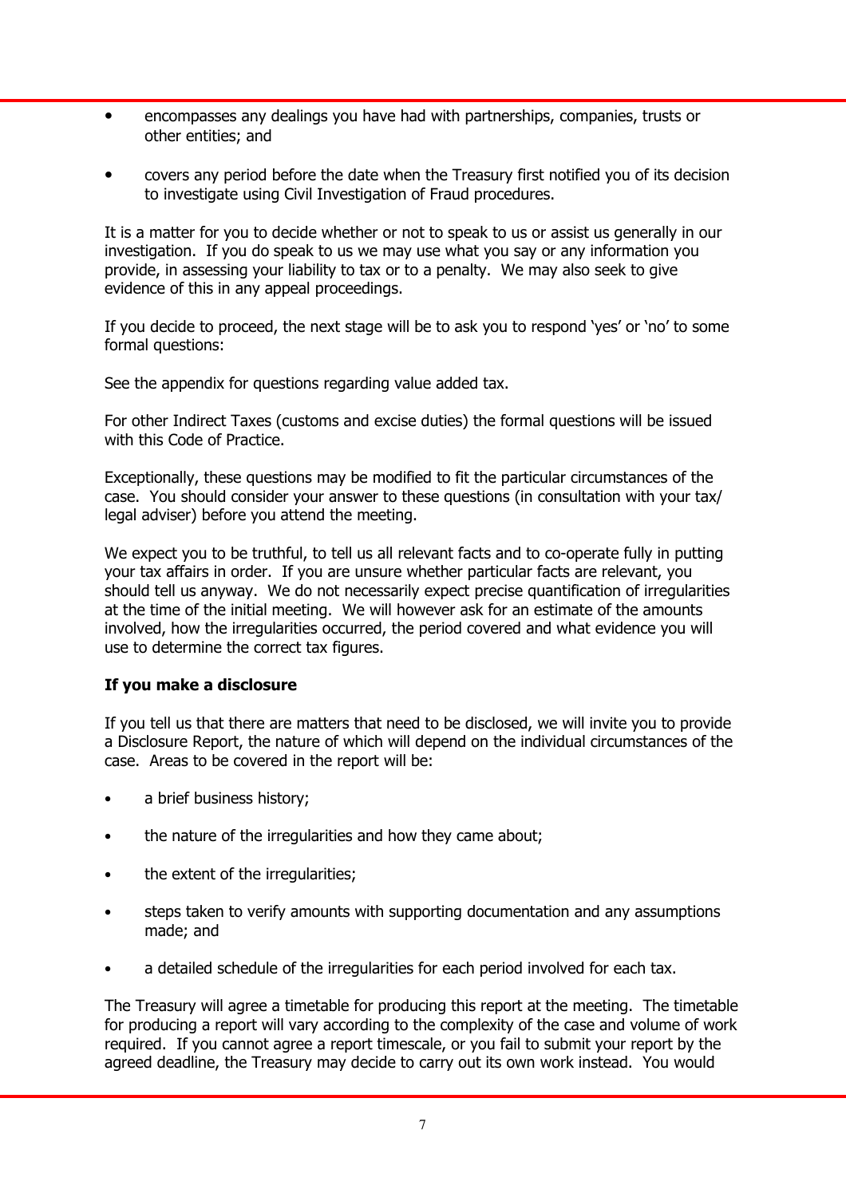- encompasses any dealings you have had with partnerships, companies, trusts or other entities; and
- covers any period before the date when the Treasury first notified you of its decision to investigate using Civil Investigation of Fraud procedures.

It is a matter for you to decide whether or not to speak to us or assist us generally in our investigation. If you do speak to us we may use what you say or any information you provide, in assessing your liability to tax or to a penalty. We may also seek to give evidence of this in any appeal proceedings.

If you decide to proceed, the next stage will be to ask you to respond 'yes' or 'no' to some formal questions:

See the appendix for questions regarding value added tax.

For other Indirect Taxes (customs and excise duties) the formal questions will be issued with this Code of Practice.

Exceptionally, these questions may be modified to fit the particular circumstances of the case. You should consider your answer to these questions (in consultation with your tax/legal adviser) before you attend the meeting.

We expect you to be truthful, to tell us all relevant facts and to co-operate fully in putting your tax affairs in order. If you are unsure whether particular facts are relevant, you should tell us anyway. We do not necessarily expect precise quantification of irregularities at the time of the initial meeting. We will however ask for an estimate of the amounts involved, how the irregularities occurred, the period covered and what evidence you will use to determine the correct tax figures.

**If you make a disclosure**

If you tell us that there are matters that need to be disclosed, we will invite you to provide a Disclosure Report, the nature of which will depend on the individual circumstances of the case. Areas to be covered in the report will be:

- a brief business history;
- the nature of the irregularities and how they came about;
- the extent of the irregularities;
- steps taken to verify amounts with supporting documentation and any assumptions made; and
- a detailed schedule of the irregularities for each period involved for each tax.

The Treasury will agree a timetable for producing this report at the meeting. The timetable for producing a report will vary according to the complexity of the case and volume of work required. If you cannot agree a report timescale, or you fail to submit your report by the agreed deadline, the Treasury may decide to carry out its own work instead. You would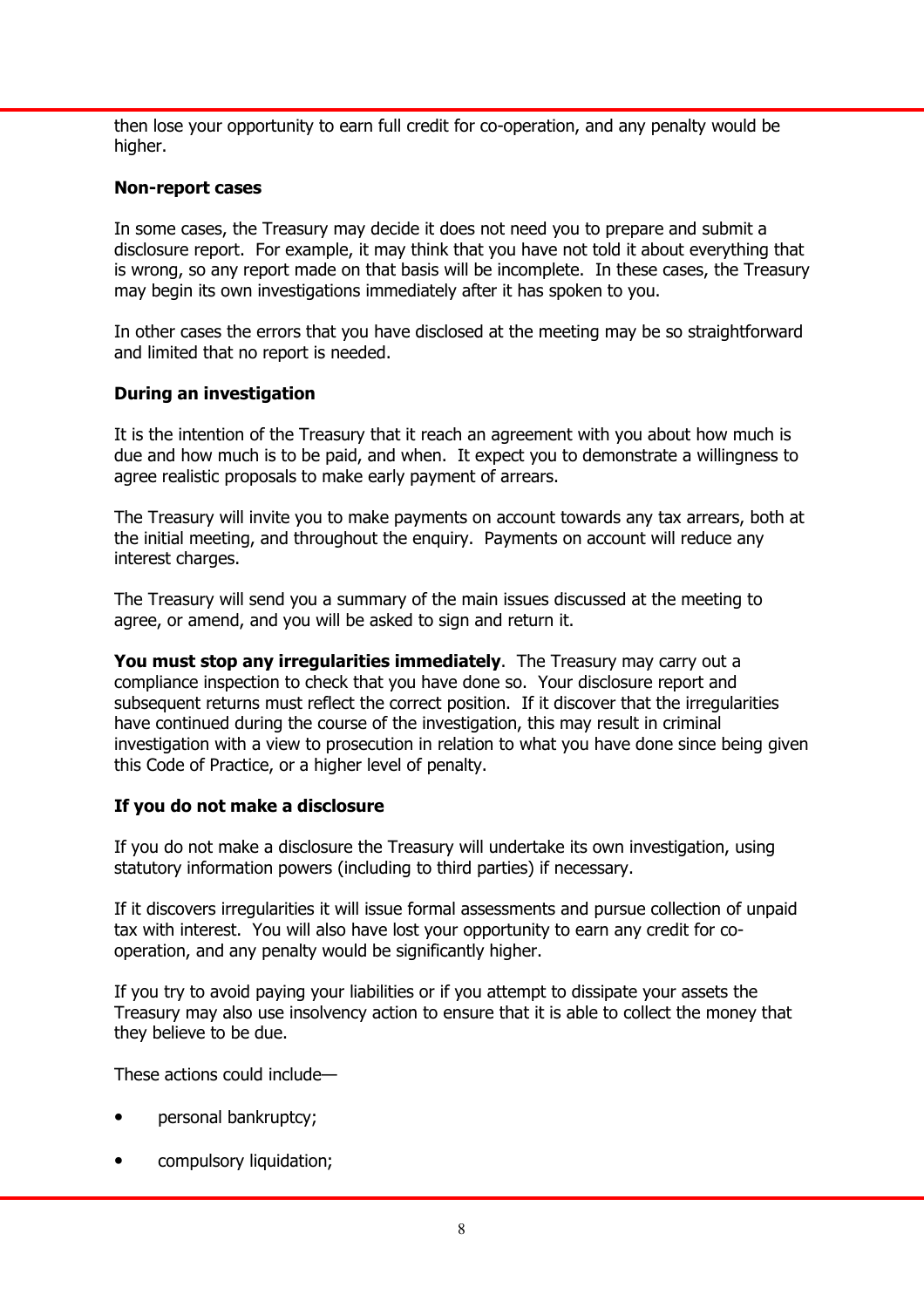then lose your opportunity to earn full credit for co-operation, and any penalty would be higher.

**Non-report cases**

In some cases, the Treasury may decide it does not need you to prepare and submit a disclosure report. For example, it may think that you have not told it about everything that is wrong, so any report made on that basis will be incomplete. In these cases, the Treasury may begin its own investigations immediately after it has spoken to you.

In other cases the errors that you have disclosed at the meeting may be so straightforward and limited that no report is needed.

**During an investigation**

It is the intention of the Treasury that it reach an agreement with you about how much is due and how much is to be paid, and when. It expect you to demonstrate a willingness to agree realistic proposals to make early payment of arrears.

The Treasury will invite you to make payments on account towards any tax arrears, both at the initial meeting, and throughout the enquiry. Payments on account will reduce any interest charges.

The Treasury will send you a summary of the main issues discussed at the meeting to agree, or amend, and you will be asked to sign and return it.

**You must stop any irregularities immediately**. The Treasury may carry out a compliance inspection to check that you have done so. Your disclosure report and subsequent returns must reflect the correct position. If it discover that the irregularities have continued during the course of the investigation, this may result in criminal investigation with a view to prosecution in relation to what you have done since being given this Code of Practice, or a higher level of penalty.

**If you do not make a disclosure**

If you do not make a disclosure the Treasury will undertake its own investigation, using statutory information powers (including to third parties) if necessary.

If it discovers irregularities it will issue formal assessments and pursue collection of unpaid tax with interest. You will also have lost your opportunity to earn any credit for co-operation, and any penalty would be significantly higher.

If you try to avoid paying your liabilities or if you attempt to dissipate your assets the Treasury may also use insolvency action to ensure that it is able to collect the money that they believe to be due.

These actions could include—

- personal bankruptcy;
- compulsory liquidation;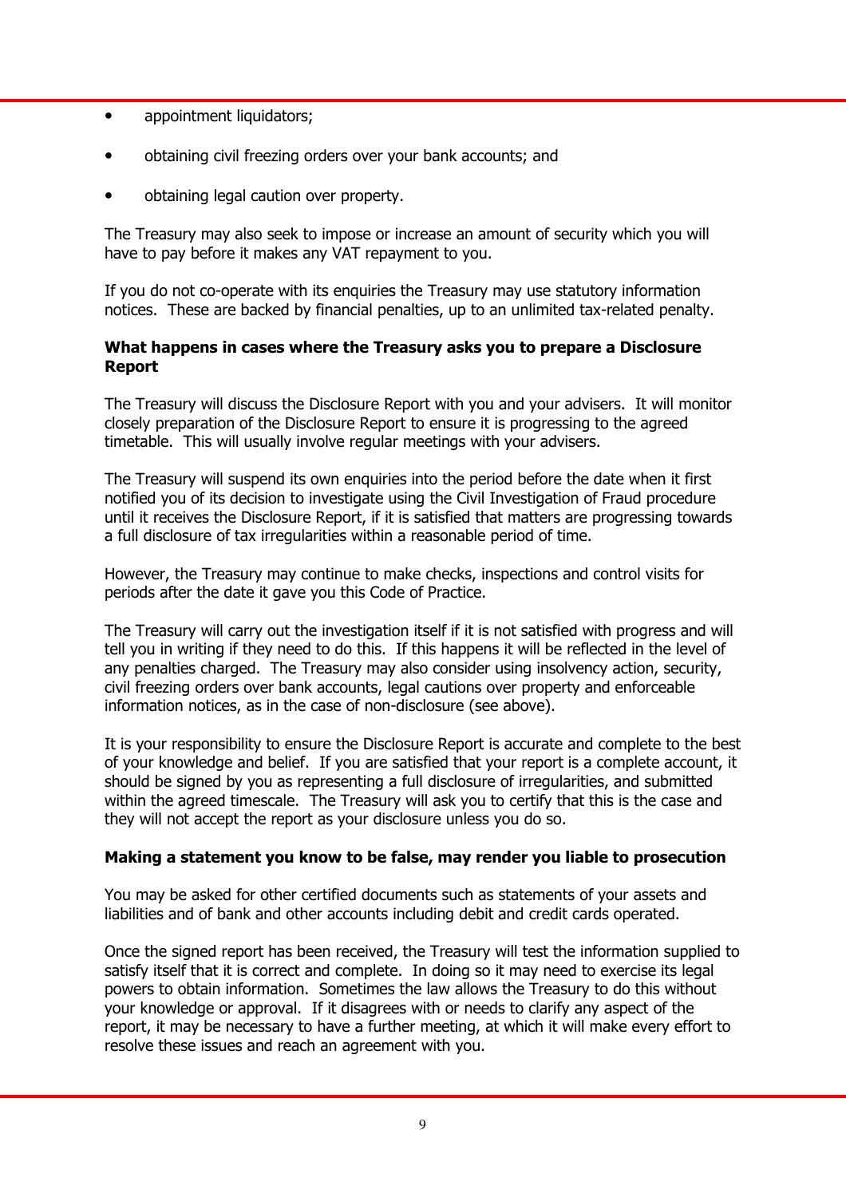- appointment liquidators;
- obtaining civil freezing orders over your bank accounts; and
- obtaining legal caution over property.

The Treasury may also seek to impose or increase an amount of security which you will have to pay before it makes any VAT repayment to you.

If you do not co-operate with its enquiries the Treasury may use statutory information notices. These are backed by financial penalties, up to an unlimited tax-related penalty.

**What happens in cases where the Treasury asks you to prepare a Disclosure Report**

The Treasury will discuss the Disclosure Report with you and your advisers. It will monitor closely preparation of the Disclosure Report to ensure it is progressing to the agreed timetable. This will usually involve regular meetings with your advisers.

The Treasury will suspend its own enquiries into the period before the date when it first notified you of its decision to investigate using the Civil Investigation of Fraud procedure until it receives the Disclosure Report, if it is satisfied that matters are progressing towards a full disclosure of tax irregularities within a reasonable period of time.

However, the Treasury may continue to make checks, inspections and control visits for periods after the date it gave you this Code of Practice.

The Treasury will carry out the investigation itself if it is not satisfied with progress and will tell you in writing if they need to do this. If this happens it will be reflected in the level of any penalties charged. The Treasury may also consider using insolvency action, security, civil freezing orders over bank accounts, legal cautions over property and enforceable information notices, as in the case of non-disclosure (see above).

It is your responsibility to ensure the Disclosure Report is accurate and complete to the best of your knowledge and belief. If you are satisfied that your report is a complete account, it should be signed by you as representing a full disclosure of irregularities, and submitted within the agreed timescale. The Treasury will ask you to certify that this is the case and they will not accept the report as your disclosure unless you do so.

**Making a statement you know to be false, may render you liable to prosecution**

You may be asked for other certified documents such as statements of your assets and liabilities and of bank and other accounts including debit and credit cards operated.

Once the signed report has been received, the Treasury will test the information supplied to satisfy itself that it is correct and complete. In doing so it may need to exercise its legal powers to obtain information. Sometimes the law allows the Treasury to do this without your knowledge or approval. If it disagrees with or needs to clarify any aspect of the report, it may be necessary to have a further meeting, at which it will make every effort to resolve these issues and reach an agreement with you.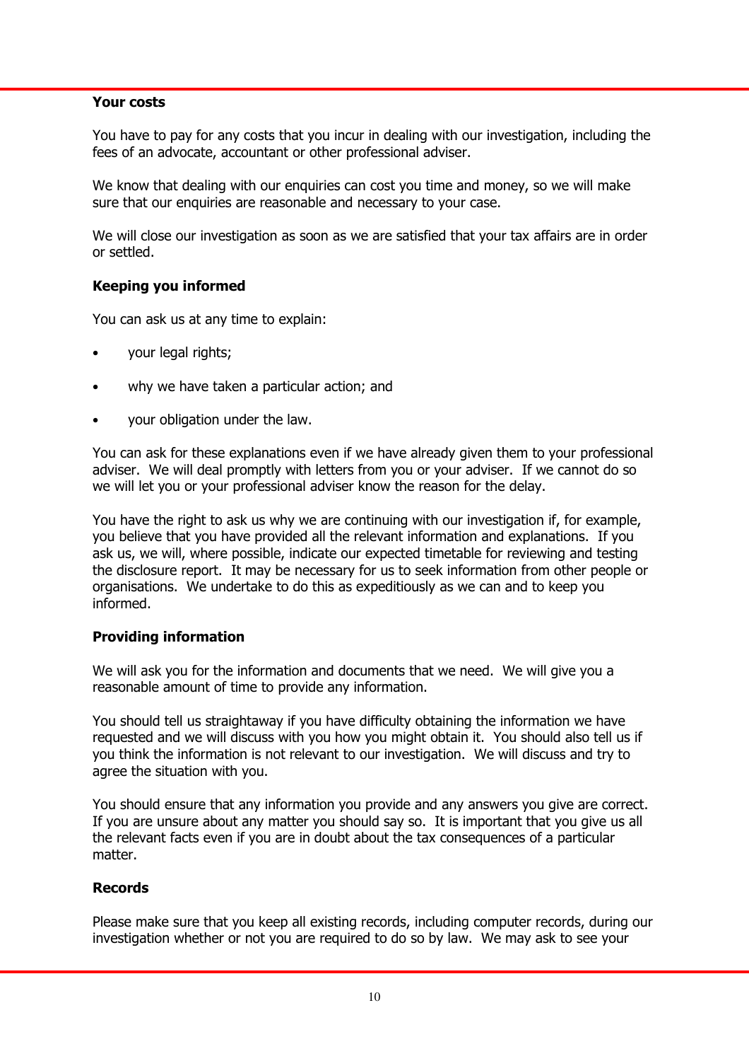**Your costs**

You have to pay for any costs that you incur in dealing with our investigation, including the fees of an advocate, accountant or other professional adviser.

We know that dealing with our enquiries can cost you time and money, so we will make sure that our enquiries are reasonable and necessary to your case.

We will close our investigation as soon as we are satisfied that your tax affairs are in order or settled.

**Keeping you informed**

You can ask us at any time to explain:

- your legal rights;
- why we have taken a particular action; and
- your obligation under the law.

You can ask for these explanations even if we have already given them to your professional adviser. We will deal promptly with letters from you or your adviser. If we cannot do so we will let you or your professional adviser know the reason for the delay.

You have the right to ask us why we are continuing with our investigation if, for example, you believe that you have provided all the relevant information and explanations. If you ask us, we will, where possible, indicate our expected timetable for reviewing and testing the disclosure report. It may be necessary for us to seek information from other people or organisations. We undertake to do this as expeditiously as we can and to keep you informed.

**Providing information**

We will ask you for the information and documents that we need. We will give you a reasonable amount of time to provide any information.

You should tell us straightaway if you have difficulty obtaining the information we have requested and we will discuss with you how you might obtain it. You should also tell us if you think the information is not relevant to our investigation. We will discuss and try to agree the situation with you.

You should ensure that any information you provide and any answers you give are correct. If you are unsure about any matter you should say so. It is important that you give us all the relevant facts even if you are in doubt about the tax consequences of a particular matter.

**Records**

Please make sure that you keep all existing records, including computer records, during our investigation whether or not you are required to do so by law. We may ask to see your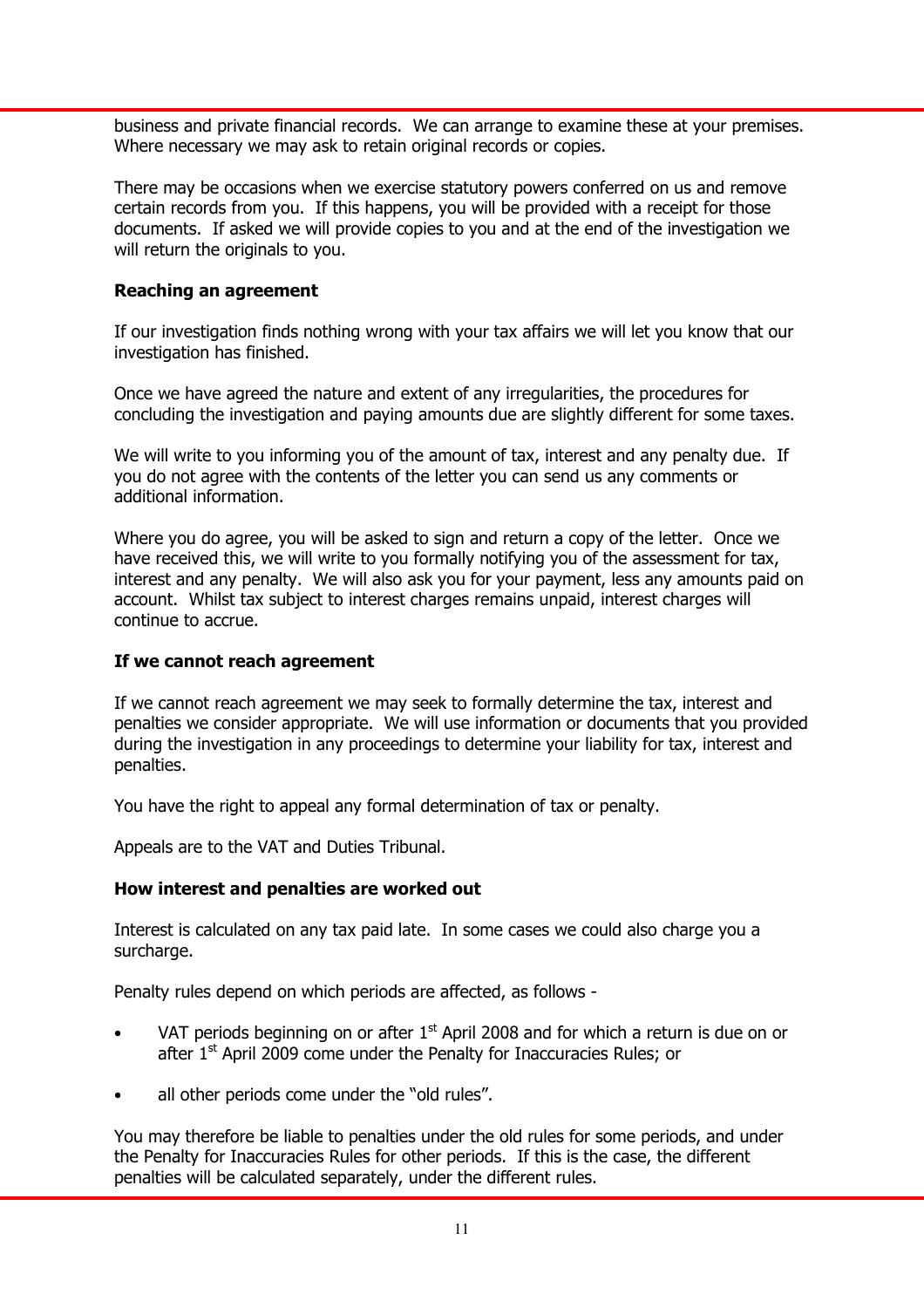business and private financial records. We can arrange to examine these at your premises. Where necessary we may ask to retain original records or copies.

There may be occasions when we exercise statutory powers conferred on us and remove certain records from you. If this happens, you will be provided with a receipt for those documents. If asked we will provide copies to you and at the end of the investigation we will return the originals to you.

**Reaching an agreement**

If our investigation finds nothing wrong with your tax affairs we will let you know that our investigation has finished.

Once we have agreed the nature and extent of any irregularities, the procedures for concluding the investigation and paying amounts due are slightly different for some taxes.

We will write to you informing you of the amount of tax, interest and any penalty due. If you do not agree with the contents of the letter you can send us any comments or additional information.

Where you do agree, you will be asked to sign and return a copy of the letter. Once we have received this, we will write to you formally notifying you of the assessment for tax, interest and any penalty. We will also ask you for your payment, less any amounts paid on account. Whilst tax subject to interest charges remains unpaid, interest charges will continue to accrue.

**If we cannot reach agreement**

If we cannot reach agreement we may seek to formally determine the tax, interest and penalties we consider appropriate. We will use information or documents that you provided during the investigation in any proceedings to determine your liability for tax, interest and penalties.

You have the right to appeal any formal determination of tax or penalty.

Appeals are to the VAT and Duties Tribunal.

**How interest and penalties are worked out**

Interest is calculated on any tax paid late. In some cases we could also charge you a surcharge.

Penalty rules depend on which periods are affected, as follows -

- VAT periods beginning on or after 1st April 2008 and for which a return is due on or after 1st April 2009 come under the Penalty for Inaccuracies Rules; or
- all other periods come under the "old rules".

You may therefore be liable to penalties under the old rules for some periods, and under the Penalty for Inaccuracies Rules for other periods. If this is the case, the different penalties will be calculated separately, under the different rules.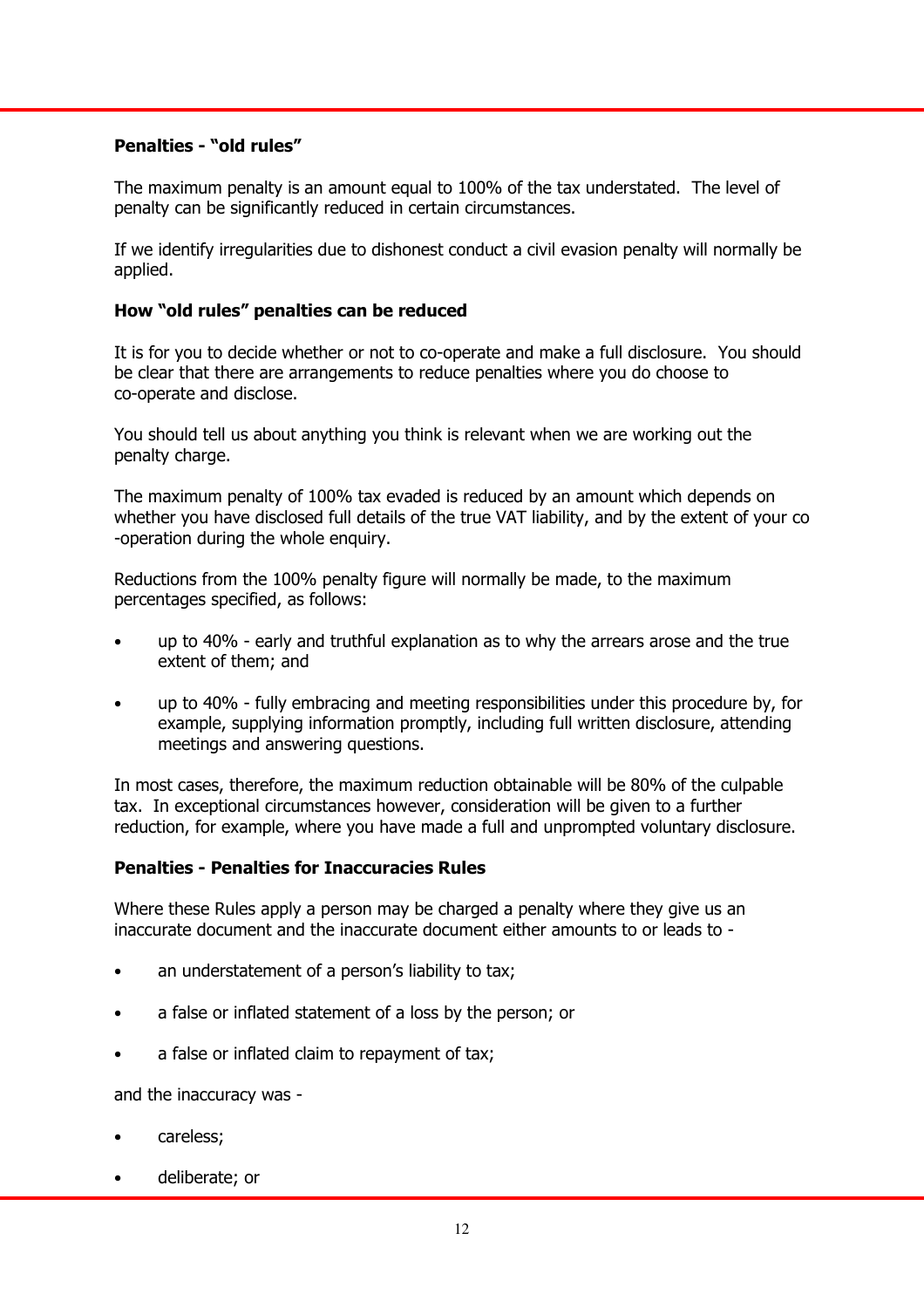### Penalties - "old rules"

The maximum penalty is an amount equal to 100% of the tax understated. The level of penalty can be significantly reduced in certain circumstances.

If we identify irregularities due to dishonest conduct a civil evasion penalty will normally be applied.

### How "old rules" penalties can be reduced

It is for you to decide whether or not to co-operate and make a full disclosure. You should be clear that there are arrangements to reduce penalties where you do choose to co-operate and disclose.

You should tell us about anything you think is relevant when we are working out the penalty charge.

The maximum penalty of 100% tax evaded is reduced by an amount which depends on whether you have disclosed full details of the true VAT liability, and by the extent of your co-operation during the whole enquiry.

Reductions from the 100% penalty figure will normally be made, to the maximum percentages specified, as follows:

- up to 40% - early and truthful explanation as to why the arrears arose and the true extent of them; and
- up to 40% - fully embracing and meeting responsibilities under this procedure by, for example, supplying information promptly, including full written disclosure, attending meetings and answering questions.

In most cases, therefore, the maximum reduction obtainable will be 80% of the culpable tax. In exceptional circumstances however, consideration will be given to a further reduction, for example, where you have made a full and unprompted voluntary disclosure.

### Penalties - Penalties for Inaccuracies Rules

Where these Rules apply a person may be charged a penalty where they give us an inaccurate document and the inaccurate document either amounts to or leads to -

- an understatement of a person's liability to tax;
- a false or inflated statement of a loss by the person; or
- a false or inflated claim to repayment of tax;

and the inaccuracy was -

- careless;
- deliberate; or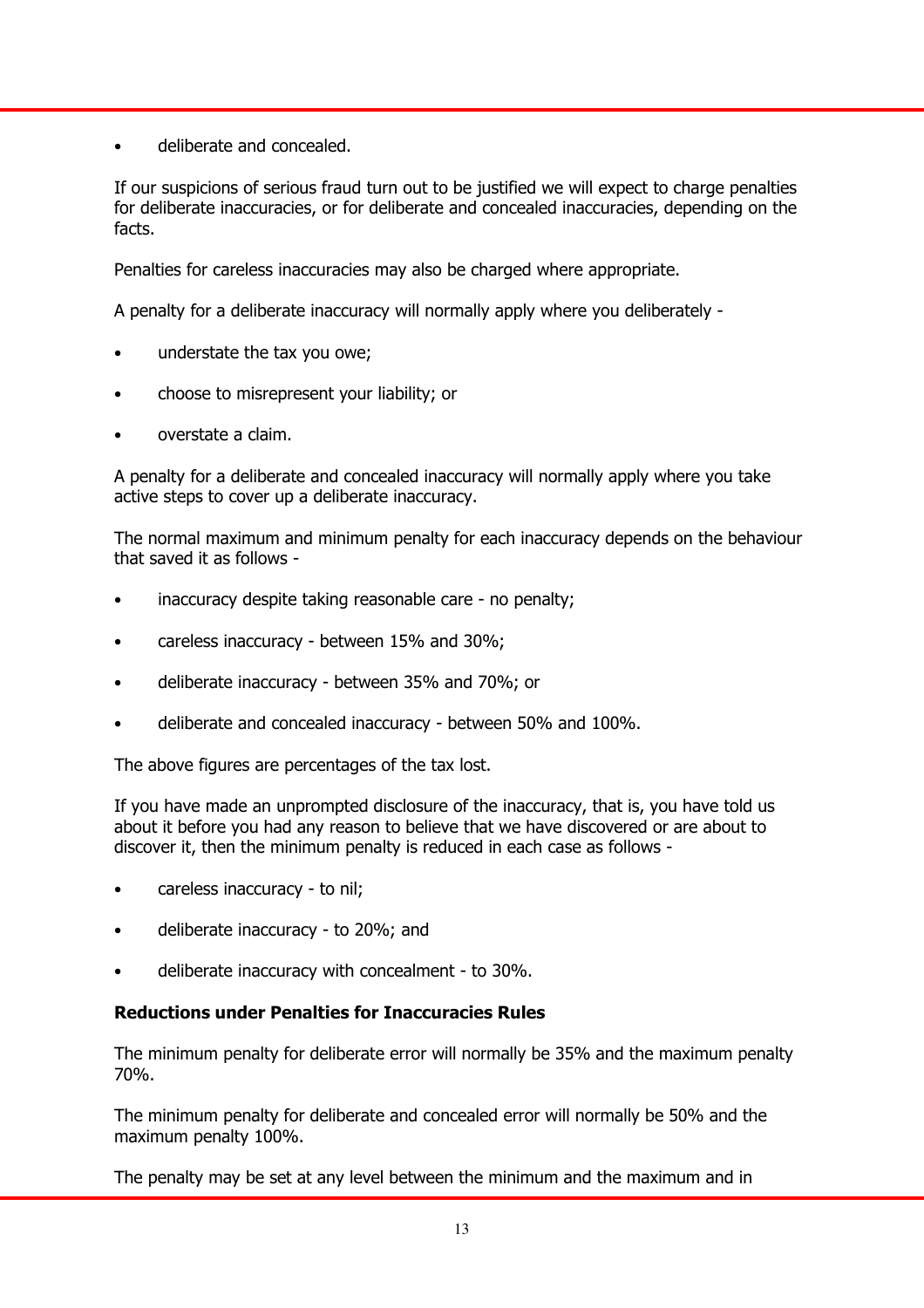- deliberate and concealed.

If our suspicions of serious fraud turn out to be justified we will expect to charge penalties for deliberate inaccuracies, or for deliberate and concealed inaccuracies, depending on the facts.

Penalties for careless inaccuracies may also be charged where appropriate.

A penalty for a deliberate inaccuracy will normally apply where you deliberately -

- understate the tax you owe;
- choose to misrepresent your liability; or
- overstate a claim.

A penalty for a deliberate and concealed inaccuracy will normally apply where you take active steps to cover up a deliberate inaccuracy.

The normal maximum and minimum penalty for each inaccuracy depends on the behaviour that saved it as follows -

- inaccuracy despite taking reasonable care - no penalty;
- careless inaccuracy - between 15% and 30%;
- deliberate inaccuracy - between 35% and 70%; or
- deliberate and concealed inaccuracy - between 50% and 100%.

The above figures are percentages of the tax lost.

If you have made an unprompted disclosure of the inaccuracy, that is, you have told us about it before you had any reason to believe that we have discovered or are about to discover it, then the minimum penalty is reduced in each case as follows -

- careless inaccuracy - to nil;
- deliberate inaccuracy - to 20%; and
- deliberate inaccuracy with concealment - to 30%.

**Reductions under Penalties for Inaccuracies Rules**

The minimum penalty for deliberate error will normally be 35% and the maximum penalty 70%.

The minimum penalty for deliberate and concealed error will normally be 50% and the maximum penalty 100%.

The penalty may be set at any level between the minimum and the maximum and in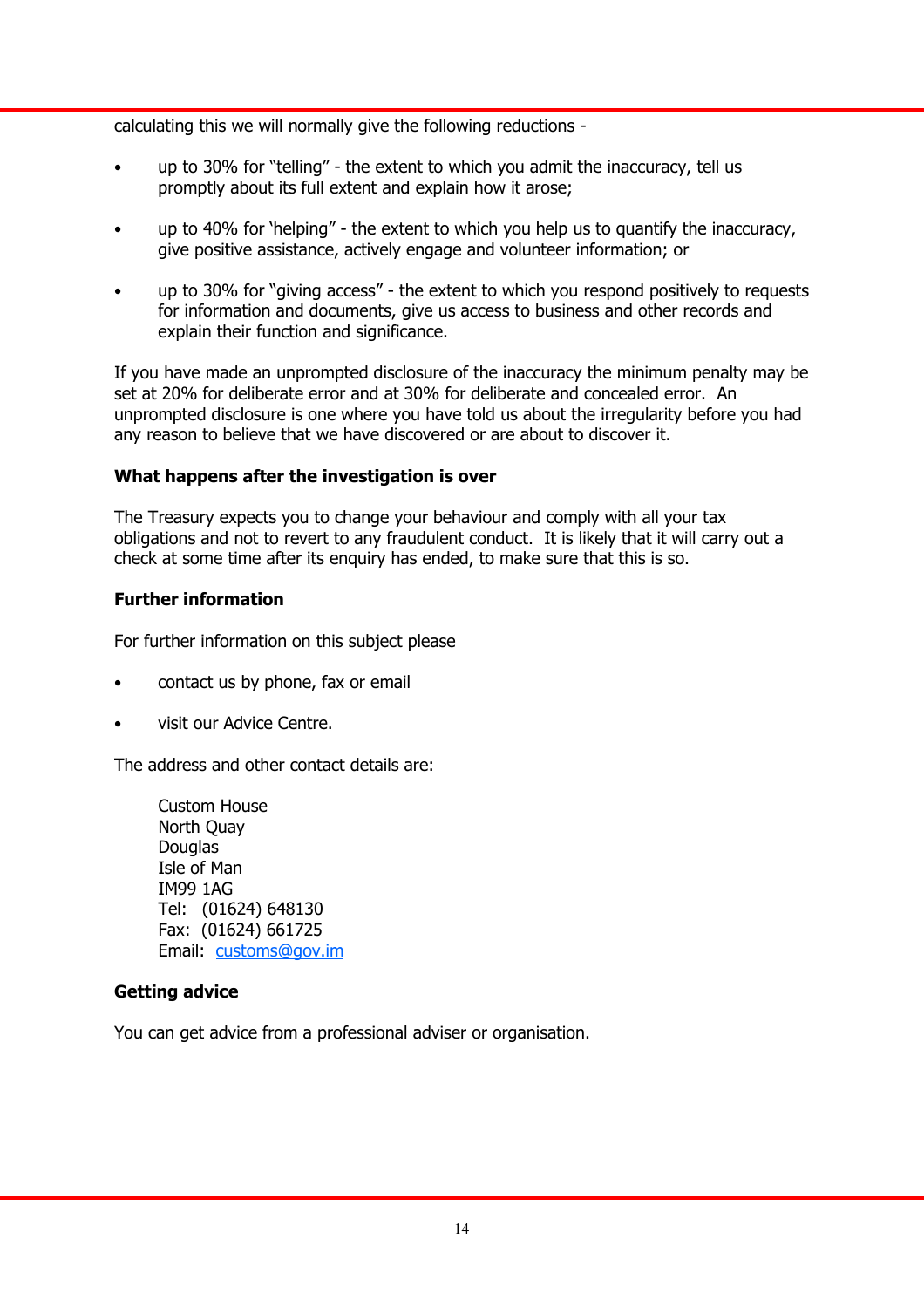calculating this we will normally give the following reductions -

- up to 30% for “telling” - the extent to which you admit the inaccuracy, tell us promptly about its full extent and explain how it arose;
- up to 40% for ‘helping” - the extent to which you help us to quantify the inaccuracy, give positive assistance, actively engage and volunteer information; or
- up to 30% for “giving access” - the extent to which you respond positively to requests for information and documents, give us access to business and other records and explain their function and significance.

If you have made an unprompted disclosure of the inaccuracy the minimum penalty may be set at 20% for deliberate error and at 30% for deliberate and concealed error. An unprompted disclosure is one where you have told us about the irregularity before you had any reason to believe that we have discovered or are about to discover it.

**What happens after the investigation is over**

The Treasury expects you to change your behaviour and comply with all your tax obligations and not to revert to any fraudulent conduct. It is likely that it will carry out a check at some time after its enquiry has ended, to make sure that this is so.

**Further information**

For further information on this subject please

- contact us by phone, fax or email
- visit our Advice Centre.

The address and other contact details are:

Custom House
North Quay
Douglas
Isle of Man
IM99 1AG
Tel: (01624) 648130
Fax: (01624) 661725
Email: customs@gov.im

**Getting advice**

You can get advice from a professional adviser or organisation.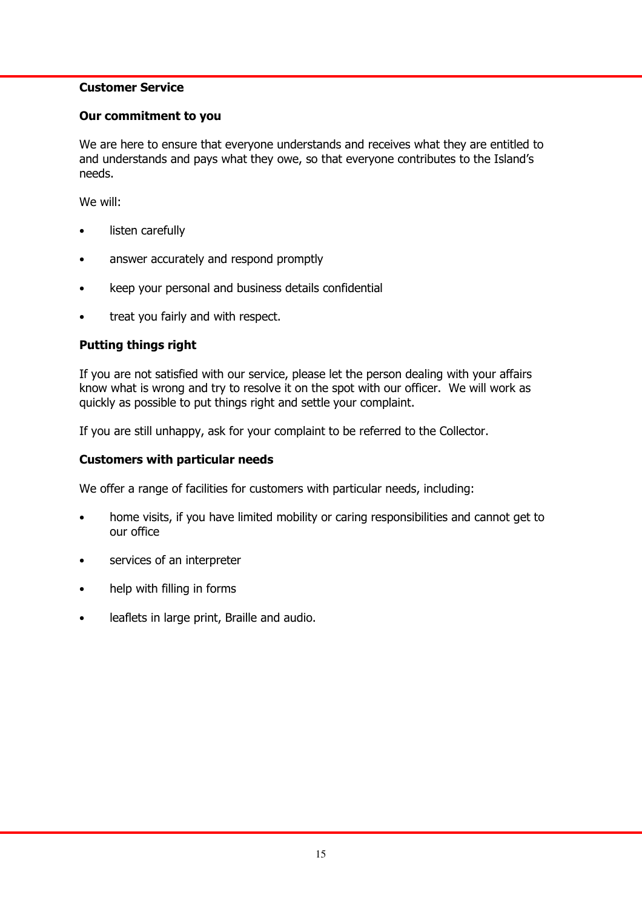## Customer Service

### Our commitment to you

We are here to ensure that everyone understands and receives what they are entitled to and understands and pays what they owe, so that everyone contributes to the Island's needs.

We will:

- listen carefully
- answer accurately and respond promptly
- keep your personal and business details confidential
- treat you fairly and with respect.

### Putting things right

If you are not satisfied with our service, please let the person dealing with your affairs know what is wrong and try to resolve it on the spot with our officer. We will work as quickly as possible to put things right and settle your complaint.

If you are still unhappy, ask for your complaint to be referred to the Collector.

### Customers with particular needs

We offer a range of facilities for customers with particular needs, including:

- home visits, if you have limited mobility or caring responsibilities and cannot get to our office
- services of an interpreter
- help with filling in forms
- leaflets in large print, Braille and audio.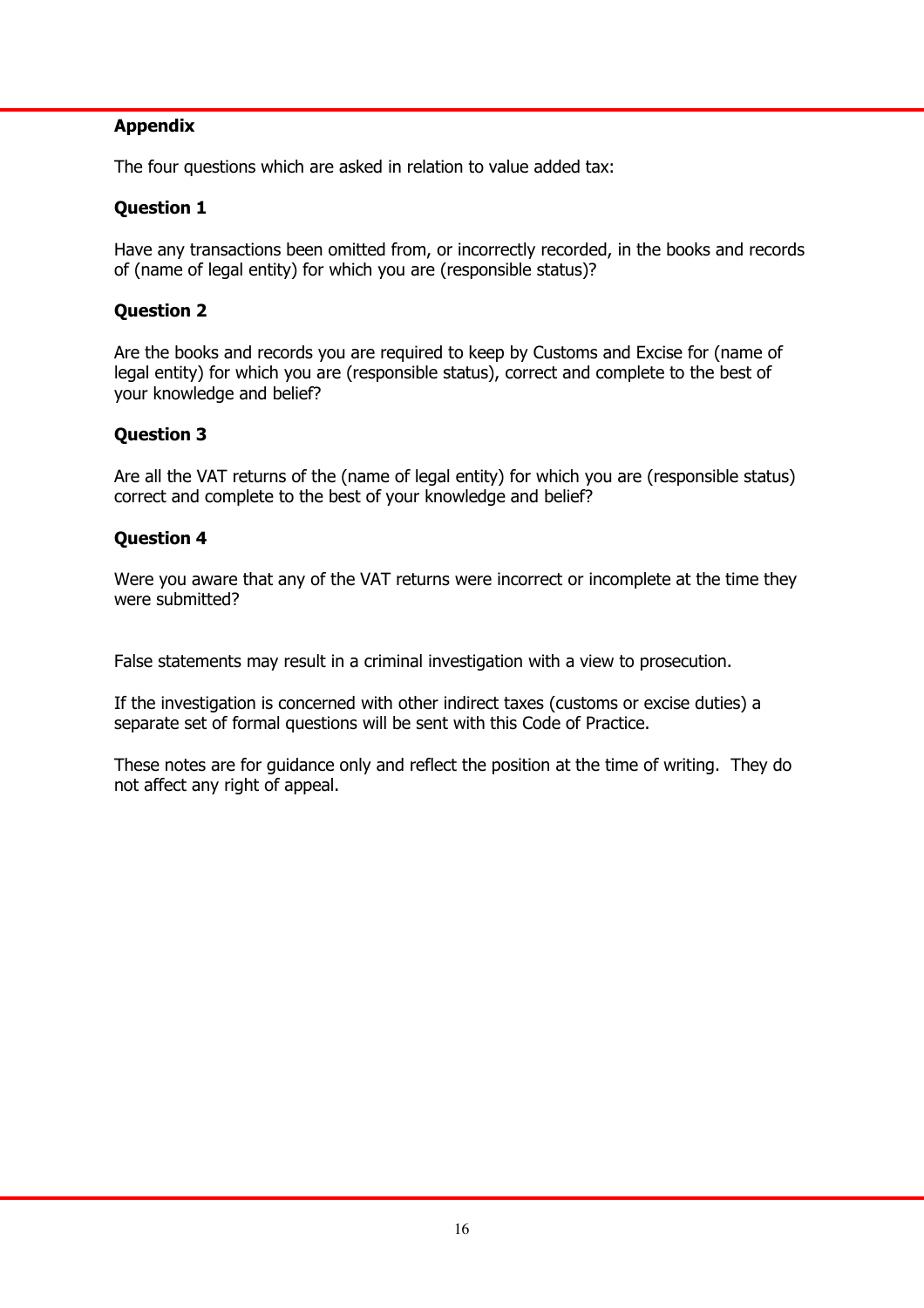## Appendix

The four questions which are asked in relation to value added tax:

### Question 1

Have any transactions been omitted from, or incorrectly recorded, in the books and records of (name of legal entity) for which you are (responsible status)?

### Question 2

Are the books and records you are required to keep by Customs and Excise for (name of legal entity) for which you are (responsible status), correct and complete to the best of your knowledge and belief?

### Question 3

Are all the VAT returns of the (name of legal entity) for which you are (responsible status) correct and complete to the best of your knowledge and belief?

### Question 4

Were you aware that any of the VAT returns were incorrect or incomplete at the time they were submitted?

False statements may result in a criminal investigation with a view to prosecution.

If the investigation is concerned with other indirect taxes (customs or excise duties) a separate set of formal questions will be sent with this Code of Practice.

These notes are for guidance only and reflect the position at the time of writing. They do not affect any right of appeal.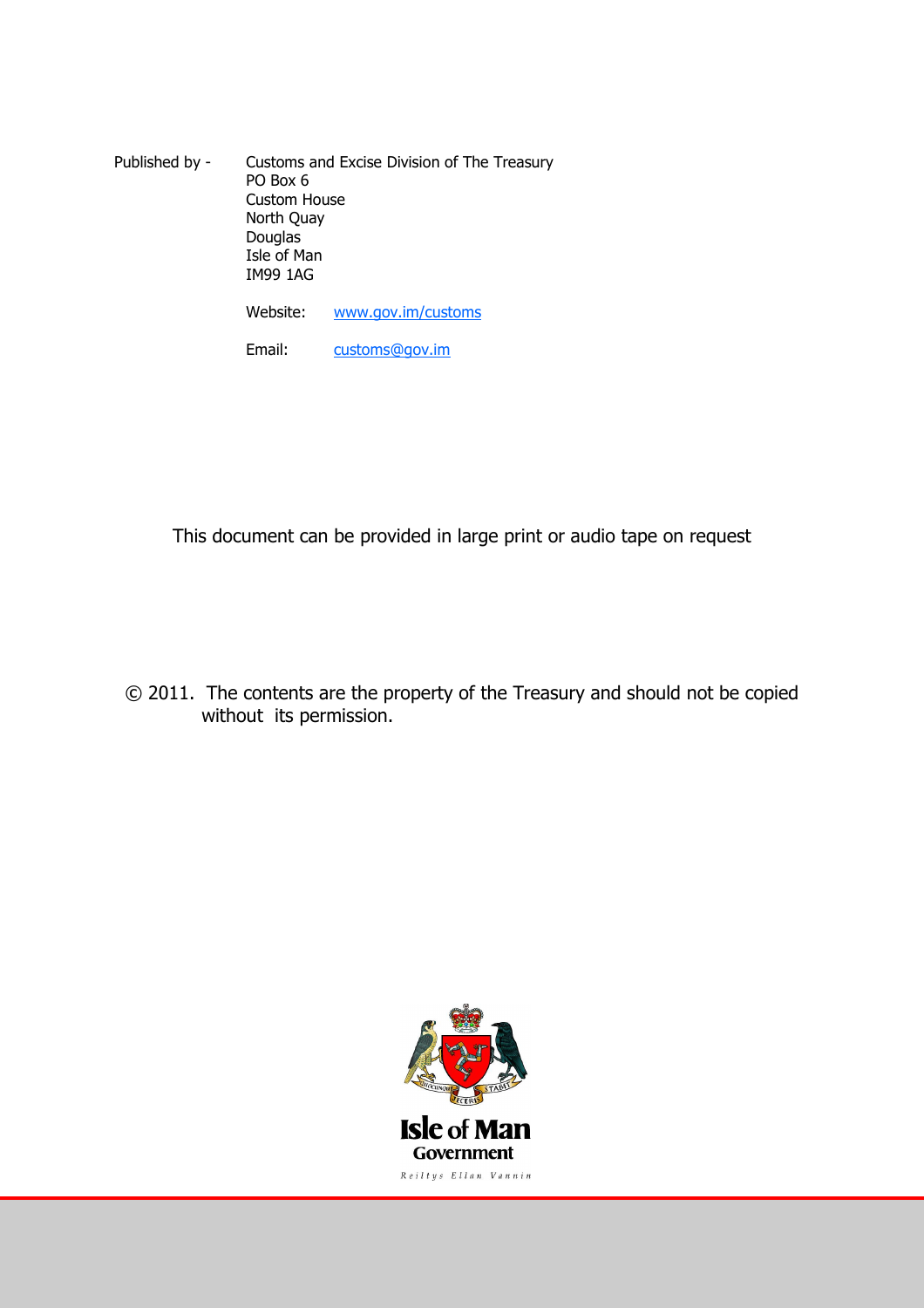Published by - Customs and Excise Division of The Treasury
PO Box 6
Custom House
North Quay
Douglas
Isle of Man
IM99 1AG

Website: www.gov.im/customs

Email: customs@gov.im

This document can be provided in large print or audio tape on request

© 2011. The contents are the property of the Treasury and should not be copied without its permission.

Isle of Man Government

Reiltys Ellan Vannin